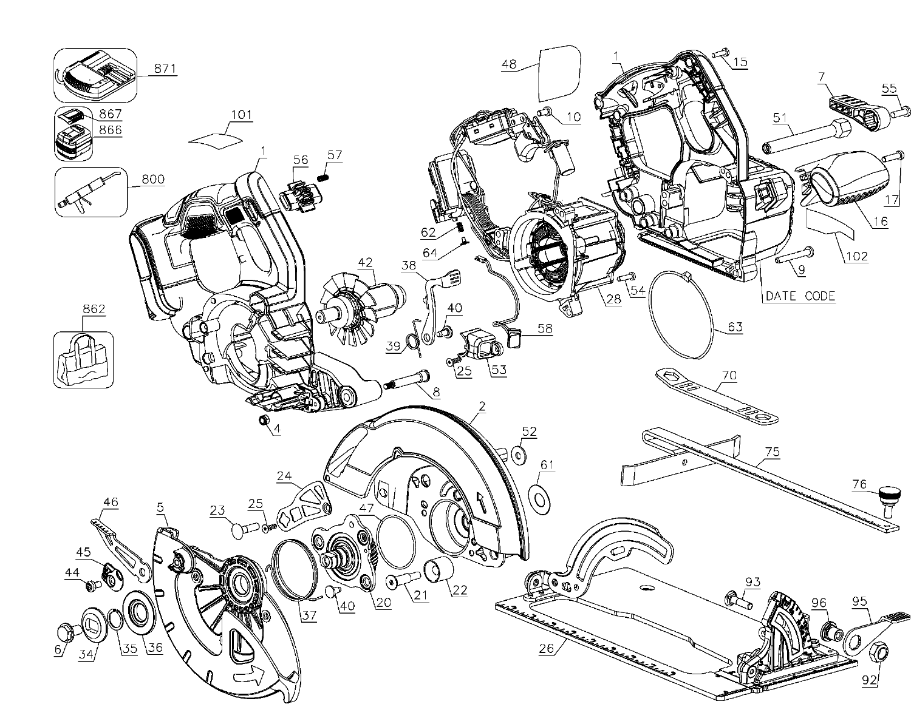871

867

866

800

862

101

1

56

57

48

10

15

7

55

51

17

16

102

62

64

42

38

40

39

25

53

58

28

54

9

DATE CODE

63

70

8

4

2

52

61

75

76

24

46

5

23

25

47

45

44

6

34

35

36

37

40

20

21

22

93

96

95

26

92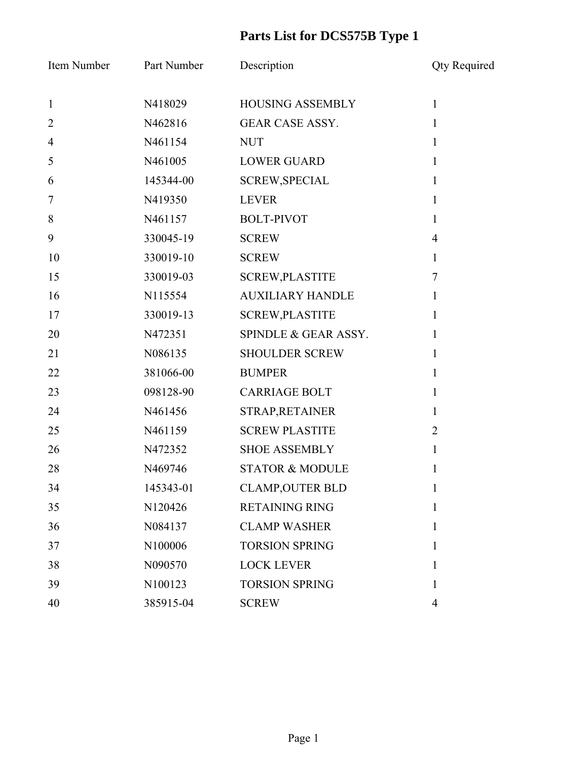# Parts List for DCS575B Type 1

| Item Number | Part Number | Description | Qty Required |
| --- | --- | --- | --- |
| 1 | N418029 | HOUSING ASSEMBLY | 1 |
| 2 | N462816 | GEAR CASE ASSY. | 1 |
| 4 | N461154 | NUT | 1 |
| 5 | N461005 | LOWER GUARD | 1 |
| 6 | 145344-00 | SCREW,SPECIAL | 1 |
| 7 | N419350 | LEVER | 1 |
| 8 | N461157 | BOLT-PIVOT | 1 |
| 9 | 330045-19 | SCREW | 4 |
| 10 | 330019-10 | SCREW | 1 |
| 15 | 330019-03 | SCREW,PLASTITE | 7 |
| 16 | N115554 | AUXILIARY HANDLE | 1 |
| 17 | 330019-13 | SCREW,PLASTITE | 1 |
| 20 | N472351 | SPINDLE & GEAR ASSY. | 1 |
| 21 | N086135 | SHOULDER SCREW | 1 |
| 22 | 381066-00 | BUMPER | 1 |
| 23 | 098128-90 | CARRIAGE BOLT | 1 |
| 24 | N461456 | STRAP,RETAINER | 1 |
| 25 | N461159 | SCREW PLASTITE | 2 |
| 26 | N472352 | SHOE ASSEMBLY | 1 |
| 28 | N469746 | STATOR & MODULE | 1 |
| 34 | 145343-01 | CLAMP,OUTER BLD | 1 |
| 35 | N120426 | RETAINING RING | 1 |
| 36 | N084137 | CLAMP WASHER | 1 |
| 37 | N100006 | TORSION SPRING | 1 |
| 38 | N090570 | LOCK LEVER | 1 |
| 39 | N100123 | TORSION SPRING | 1 |
| 40 | 385915-04 | SCREW | 4 |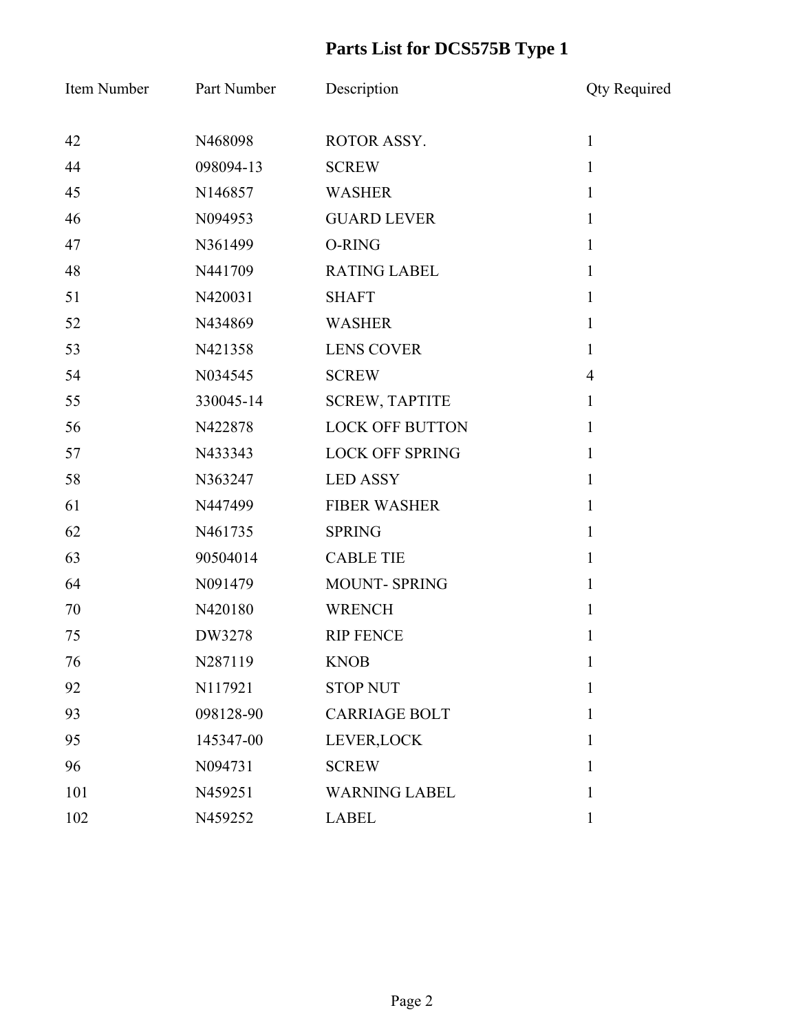# Parts List for DCS575B Type 1

| Item Number | Part Number | Description | Qty Required |
|---|---|---|---|
| 42 | N468098 | ROTOR ASSY. | 1 |
| 44 | 098094-13 | SCREW | 1 |
| 45 | N146857 | WASHER | 1 |
| 46 | N094953 | GUARD LEVER | 1 |
| 47 | N361499 | O-RING | 1 |
| 48 | N441709 | RATING LABEL | 1 |
| 51 | N420031 | SHAFT | 1 |
| 52 | N434869 | WASHER | 1 |
| 53 | N421358 | LENS COVER | 1 |
| 54 | N034545 | SCREW | 4 |
| 55 | 330045-14 | SCREW, TAPTITE | 1 |
| 56 | N422878 | LOCK OFF BUTTON | 1 |
| 57 | N433343 | LOCK OFF SPRING | 1 |
| 58 | N363247 | LED ASSY | 1 |
| 61 | N447499 | FIBER WASHER | 1 |
| 62 | N461735 | SPRING | 1 |
| 63 | 90504014 | CABLE TIE | 1 |
| 64 | N091479 | MOUNT- SPRING | 1 |
| 70 | N420180 | WRENCH | 1 |
| 75 | DW3278 | RIP FENCE | 1 |
| 76 | N287119 | KNOB | 1 |
| 92 | N117921 | STOP NUT | 1 |
| 93 | 098128-90 | CARRIAGE BOLT | 1 |
| 95 | 145347-00 | LEVER,LOCK | 1 |
| 96 | N094731 | SCREW | 1 |
| 101 | N459251 | WARNING LABEL | 1 |
| 102 | N459252 | LABEL | 1 |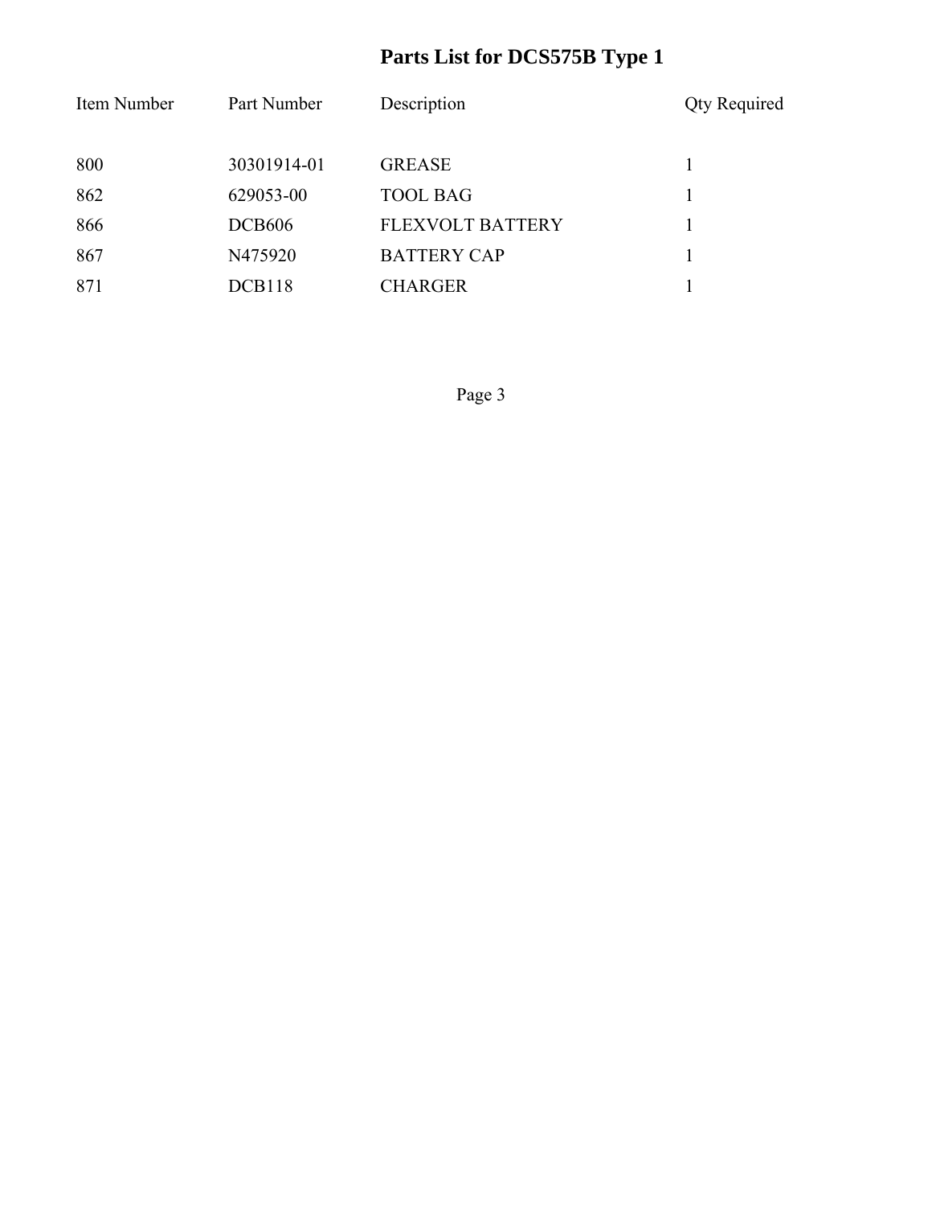# Parts List for DCS575B Type 1

| Item Number | Part Number | Description | Qty Required |
|---|---|---|---|
| 800 | 30301914-01 | GREASE | 1 |
| 862 | 629053-00 | TOOL BAG | 1 |
| 866 | DCB606 | FLEXVOLT BATTERY | 1 |
| 867 | N475920 | BATTERY CAP | 1 |
| 871 | DCB118 | CHARGER | 1 |